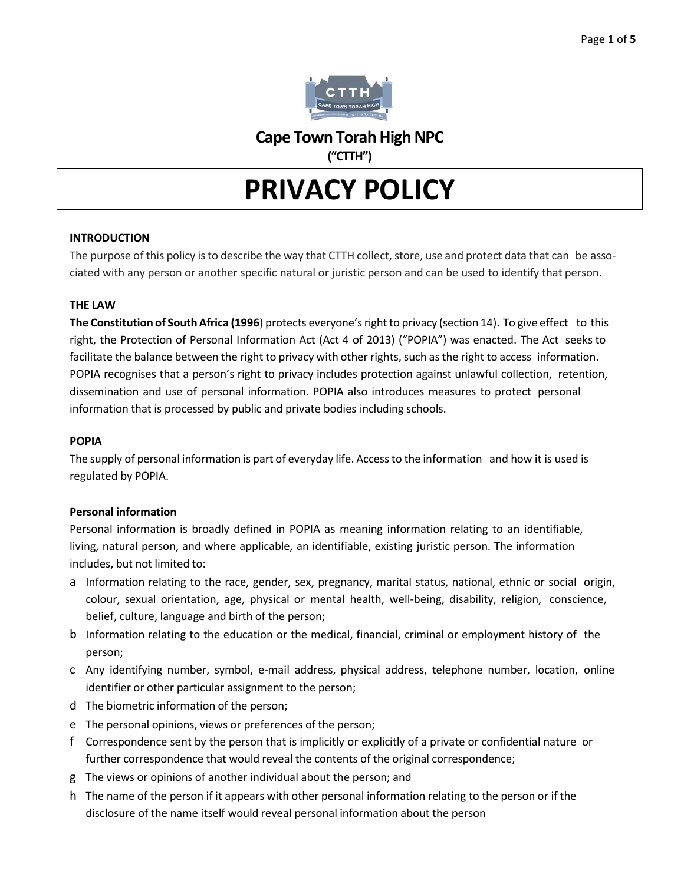# Cape Town Torah High NPC

**("CTTH")**

# PRIVACY POLICY

**INTRODUCTION**

The purpose of this policy is to describe the way that CTTH collect, store, use and protect data that can be associated with any person or another specific natural or juristic person and can be used to identify that person.

**THE LAW**

**The Constitution of South Africa (1996**) protects everyone's right to privacy (section 14). To give effect to this right, the Protection of Personal Information Act (Act 4 of 2013) ("POPIA") was enacted. The Act seeks to facilitate the balance between the right to privacy with other rights, such as the right to access information. POPIA recognises that a person's right to privacy includes protection against unlawful collection, retention, dissemination and use of personal information. POPIA also introduces measures to protect personal information that is processed by public and private bodies including schools.

**POPIA**

The supply of personal information is part of everyday life. Access to the information and how it is used is regulated by POPIA.

**Personal information**

Personal information is broadly defined in POPIA as meaning information relating to an identifiable, living, natural person, and where applicable, an identifiable, existing juristic person. The information includes, but not limited to:

a Information relating to the race, gender, sex, pregnancy, marital status, national, ethnic or social origin, colour, sexual orientation, age, physical or mental health, well-being, disability, religion, conscience, belief, culture, language and birth of the person;

b Information relating to the education or the medical, financial, criminal or employment history of the person;

c Any identifying number, symbol, e-mail address, physical address, telephone number, location, online identifier or other particular assignment to the person;

d The biometric information of the person;

e The personal opinions, views or preferences of the person;

f Correspondence sent by the person that is implicitly or explicitly of a private or confidential nature or further correspondence that would reveal the contents of the original correspondence;

g The views or opinions of another individual about the person; and

h The name of the person if it appears with other personal information relating to the person or if the disclosure of the name itself would reveal personal information about the person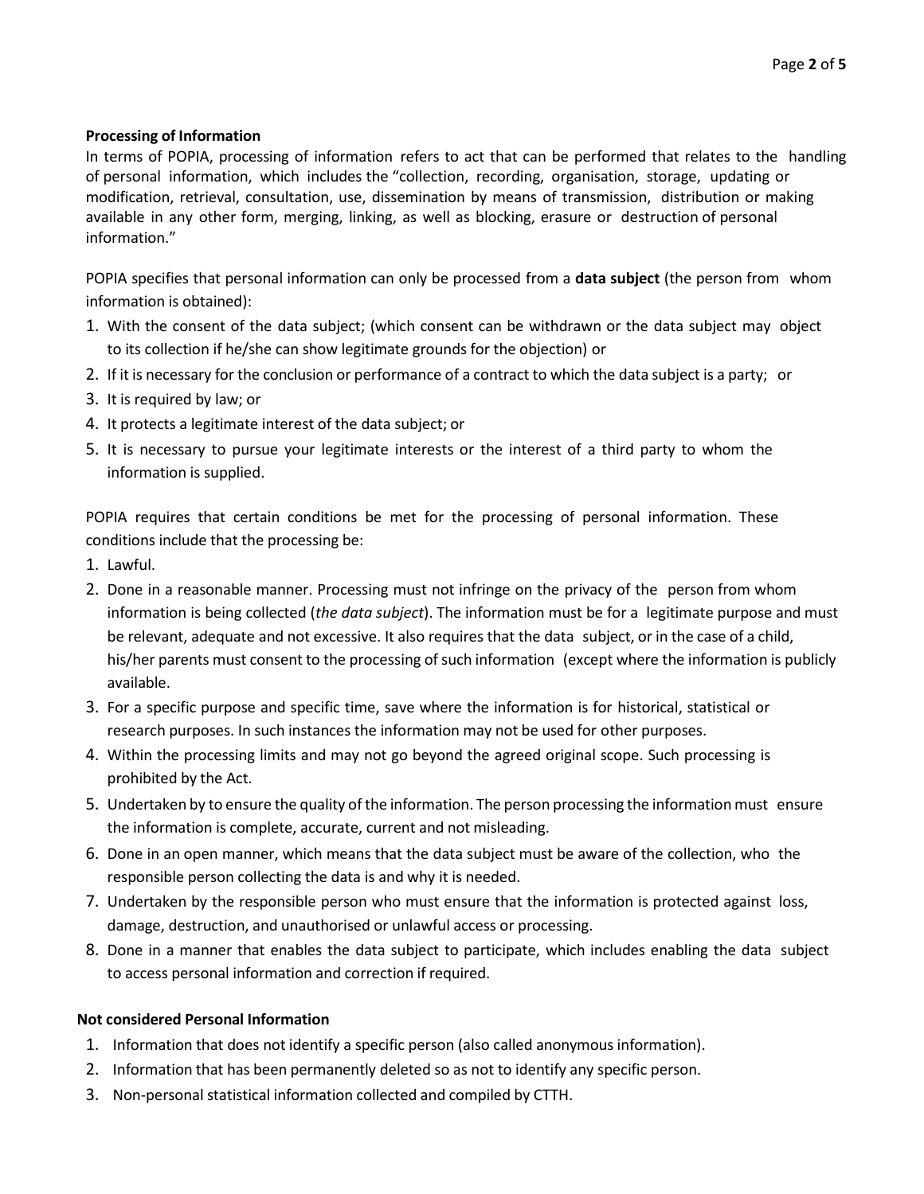**Processing of Information**

In terms of POPIA, processing of information refers to act that can be performed that relates to the handling of personal information, which includes the "collection, recording, organisation, storage, updating or modification, retrieval, consultation, use, dissemination by means of transmission, distribution or making available in any other form, merging, linking, as well as blocking, erasure or destruction of personal information."

POPIA specifies that personal information can only be processed from a **data subject** (the person from whom information is obtained):

1. With the consent of the data subject; (which consent can be withdrawn or the data subject may object to its collection if he/she can show legitimate grounds for the objection) or
2. If it is necessary for the conclusion or performance of a contract to which the data subject is a party; or
3. It is required by law; or
4. It protects a legitimate interest of the data subject; or
5. It is necessary to pursue your legitimate interests or the interest of a third party to whom the information is supplied.

POPIA requires that certain conditions be met for the processing of personal information. These conditions include that the processing be:

1. Lawful.
2. Done in a reasonable manner. Processing must not infringe on the privacy of the person from whom information is being collected (*the data subject*). The information must be for a legitimate purpose and must be relevant, adequate and not excessive. It also requires that the data subject, or in the case of a child, his/her parents must consent to the processing of such information (except where the information is publicly available.
3. For a specific purpose and specific time, save where the information is for historical, statistical or research purposes. In such instances the information may not be used for other purposes.
4. Within the processing limits and may not go beyond the agreed original scope. Such processing is prohibited by the Act.
5. Undertaken by to ensure the quality of the information. The person processing the information must ensure the information is complete, accurate, current and not misleading.
6. Done in an open manner, which means that the data subject must be aware of the collection, who the responsible person collecting the data is and why it is needed.
7. Undertaken by the responsible person who must ensure that the information is protected against loss, damage, destruction, and unauthorised or unlawful access or processing.
8. Done in a manner that enables the data subject to participate, which includes enabling the data subject to access personal information and correction if required.

**Not considered Personal Information**

1. Information that does not identify a specific person (also called anonymous information).
2. Information that has been permanently deleted so as not to identify any specific person.
3. Non-personal statistical information collected and compiled by CTTH.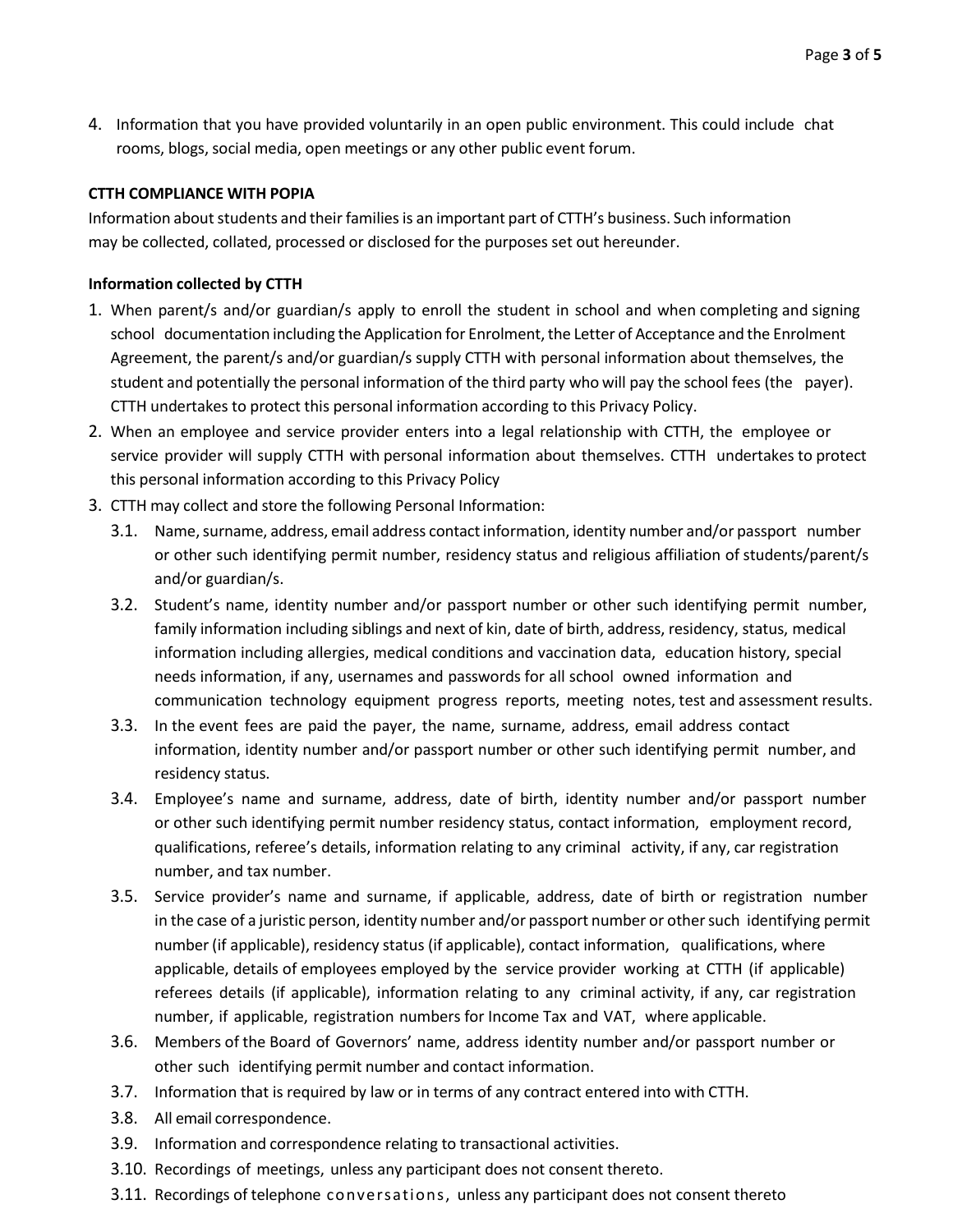4. Information that you have provided voluntarily in an open public environment. This could include chat rooms, blogs, social media, open meetings or any other public event forum.

**CTTH COMPLIANCE WITH POPIA**

Information about students and their families is an important part of CTTH's business. Such information may be collected, collated, processed or disclosed for the purposes set out hereunder.

**Information collected by CTTH**

1. When parent/s and/or guardian/s apply to enroll the student in school and when completing and signing school documentation including the Application for Enrolment, the Letter of Acceptance and the Enrolment Agreement, the parent/s and/or guardian/s supply CTTH with personal information about themselves, the student and potentially the personal information of the third party who will pay the school fees (the payer). CTTH undertakes to protect this personal information according to this Privacy Policy.
2. When an employee and service provider enters into a legal relationship with CTTH, the employee or service provider will supply CTTH with personal information about themselves. CTTH undertakes to protect this personal information according to this Privacy Policy
3. CTTH may collect and store the following Personal Information:
   3.1. Name, surname, address, email address contact information, identity number and/or passport number or other such identifying permit number, residency status and religious affiliation of students/parent/s and/or guardian/s.
   3.2. Student's name, identity number and/or passport number or other such identifying permit number, family information including siblings and next of kin, date of birth, address, residency, status, medical information including allergies, medical conditions and vaccination data, education history, special needs information, if any, usernames and passwords for all school owned information and communication technology equipment progress reports, meeting notes, test and assessment results.
   3.3. In the event fees are paid the payer, the name, surname, address, email address contact information, identity number and/or passport number or other such identifying permit number, and residency status.
   3.4. Employee's name and surname, address, date of birth, identity number and/or passport number or other such identifying permit number residency status, contact information, employment record, qualifications, referee's details, information relating to any criminal activity, if any, car registration number, and tax number.
   3.5. Service provider's name and surname, if applicable, address, date of birth or registration number in the case of a juristic person, identity number and/or passport number or other such identifying permit number (if applicable), residency status (if applicable), contact information, qualifications, where applicable, details of employees employed by the service provider working at CTTH (if applicable) referees details (if applicable), information relating to any criminal activity, if any, car registration number, if applicable, registration numbers for Income Tax and VAT, where applicable.
   3.6. Members of the Board of Governors' name, address identity number and/or passport number or other such identifying permit number and contact information.
   3.7. Information that is required by law or in terms of any contract entered into with CTTH.
   3.8. All email correspondence.
   3.9. Information and correspondence relating to transactional activities.
   3.10. Recordings of meetings, unless any participant does not consent thereto.
   3.11. Recordings of telephone conversations, unless any participant does not consent thereto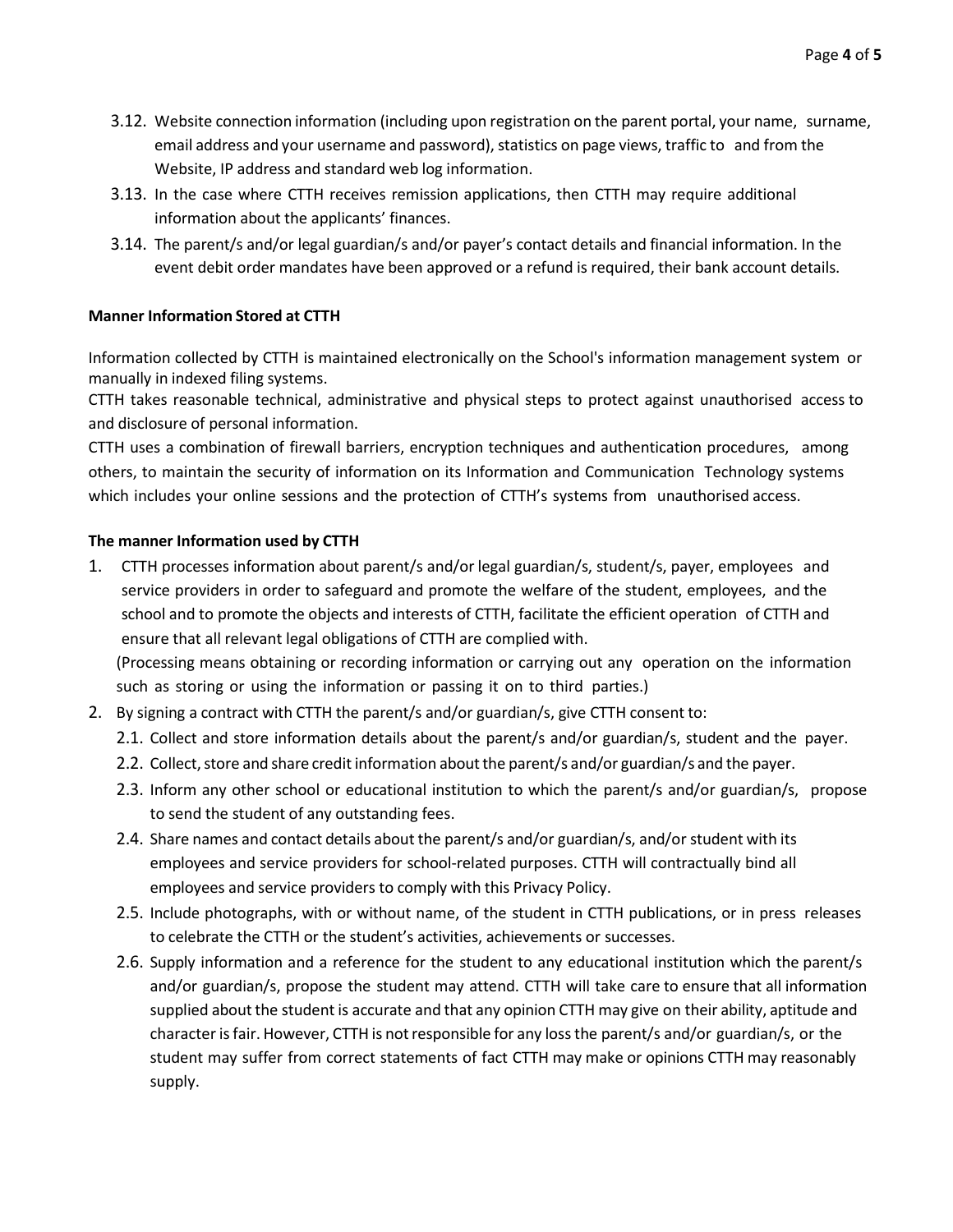3.12. Website connection information (including upon registration on the parent portal, your name, surname, email address and your username and password), statistics on page views, traffic to and from the Website, IP address and standard web log information.

3.13. In the case where CTTH receives remission applications, then CTTH may require additional information about the applicants' finances.

3.14. The parent/s and/or legal guardian/s and/or payer's contact details and financial information. In the event debit order mandates have been approved or a refund is required, their bank account details.

**Manner Information Stored at CTTH**

Information collected by CTTH is maintained electronically on the School's information management system or manually in indexed filing systems.

CTTH takes reasonable technical, administrative and physical steps to protect against unauthorised access to and disclosure of personal information.

CTTH uses a combination of firewall barriers, encryption techniques and authentication procedures, among others, to maintain the security of information on its Information and Communication Technology systems which includes your online sessions and the protection of CTTH's systems from unauthorised access.

**The manner Information used by CTTH**

1. CTTH processes information about parent/s and/or legal guardian/s, student/s, payer, employees and service providers in order to safeguard and promote the welfare of the student, employees, and the school and to promote the objects and interests of CTTH, facilitate the efficient operation of CTTH and ensure that all relevant legal obligations of CTTH are complied with.
   (Processing means obtaining or recording information or carrying out any operation on the information such as storing or using the information or passing it on to third parties.)
2. By signing a contract with CTTH the parent/s and/or guardian/s, give CTTH consent to:
   2.1. Collect and store information details about the parent/s and/or guardian/s, student and the payer.
   2.2. Collect, store and share credit information about the parent/s and/or guardian/s and the payer.
   2.3. Inform any other school or educational institution to which the parent/s and/or guardian/s, propose to send the student of any outstanding fees.
   2.4. Share names and contact details about the parent/s and/or guardian/s, and/or student with its employees and service providers for school-related purposes. CTTH will contractually bind all employees and service providers to comply with this Privacy Policy.
   2.5. Include photographs, with or without name, of the student in CTTH publications, or in press releases to celebrate the CTTH or the student's activities, achievements or successes.
   2.6. Supply information and a reference for the student to any educational institution which the parent/s and/or guardian/s, propose the student may attend. CTTH will take care to ensure that all information supplied about the student is accurate and that any opinion CTTH may give on their ability, aptitude and character is fair. However, CTTH is not responsible for any loss the parent/s and/or guardian/s, or the student may suffer from correct statements of fact CTTH may make or opinions CTTH may reasonably supply.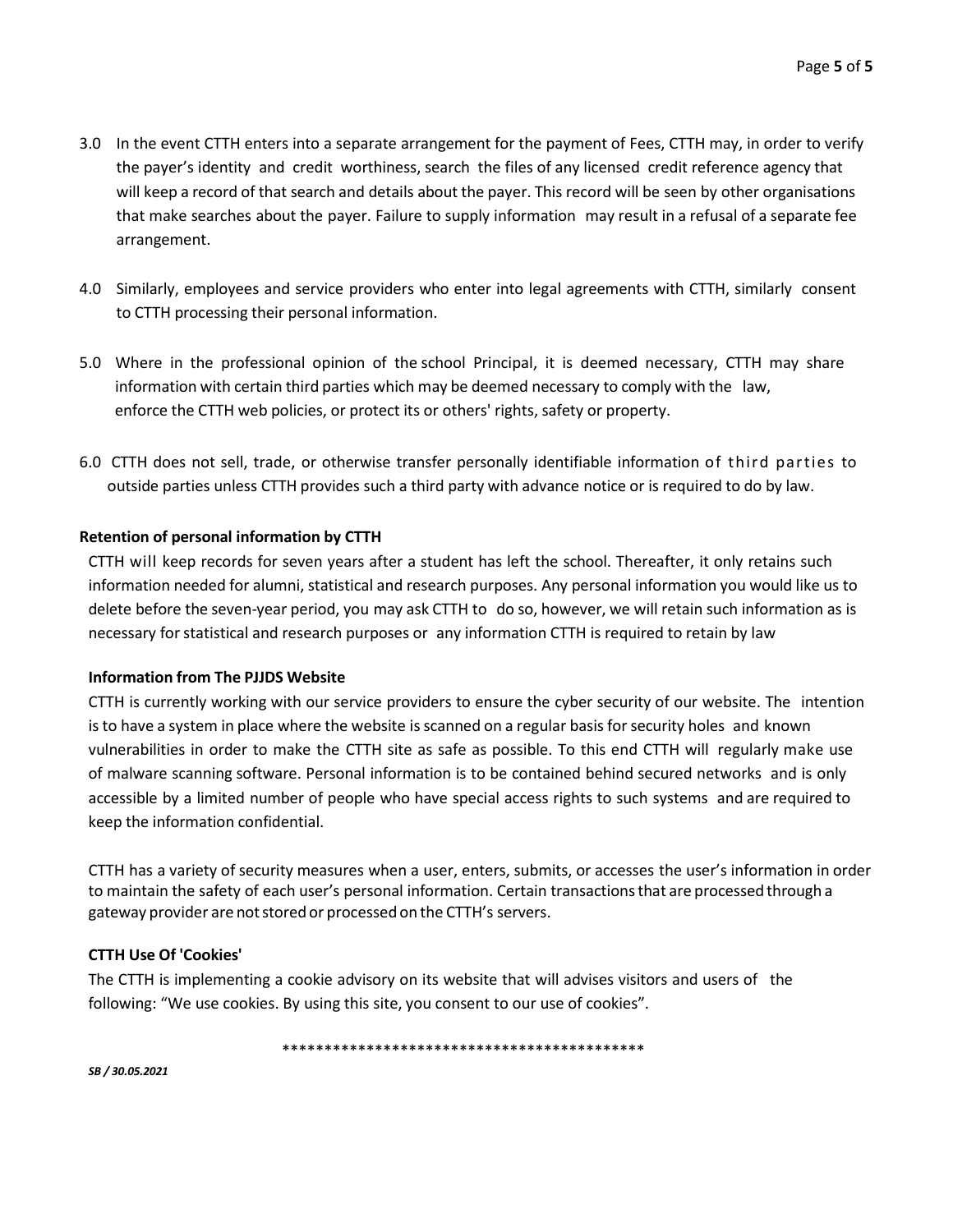3.0 In the event CTTH enters into a separate arrangement for the payment of Fees, CTTH may, in order to verify the payer's identity and credit worthiness, search the files of any licensed credit reference agency that will keep a record of that search and details about the payer. This record will be seen by other organisations that make searches about the payer. Failure to supply information may result in a refusal of a separate fee arrangement.

4.0 Similarly, employees and service providers who enter into legal agreements with CTTH, similarly consent to CTTH processing their personal information.

5.0 Where in the professional opinion of the school Principal, it is deemed necessary, CTTH may share information with certain third parties which may be deemed necessary to comply with the law, enforce the CTTH web policies, or protect its or others' rights, safety or property.

6.0 CTTH does not sell, trade, or otherwise transfer personally identifiable information of third parties to outside parties unless CTTH provides such a third party with advance notice or is required to do by law.

**Retention of personal information by CTTH**

CTTH will keep records for seven years after a student has left the school. Thereafter, it only retains such information needed for alumni, statistical and research purposes. Any personal information you would like us to delete before the seven-year period, you may ask CTTH to do so, however, we will retain such information as is necessary for statistical and research purposes or any information CTTH is required to retain by law

**Information from The PJJDS Website**

CTTH is currently working with our service providers to ensure the cyber security of our website. The intention is to have a system in place where the website is scanned on a regular basis for security holes and known vulnerabilities in order to make the CTTH site as safe as possible. To this end CTTH will regularly make use of malware scanning software. Personal information is to be contained behind secured networks and is only accessible by a limited number of people who have special access rights to such systems and are required to keep the information confidential.

CTTH has a variety of security measures when a user, enters, submits, or accesses the user's information in order to maintain the safety of each user's personal information. Certain transactions that are processed through a gateway provider are not stored or processed on the CTTH's servers.

**CTTH Use Of 'Cookies'**

The CTTH is implementing a cookie advisory on its website that will advises visitors and users of the following: "We use cookies. By using this site, you consent to our use of cookies".

*******************************************

***SB / 30.05.2021***